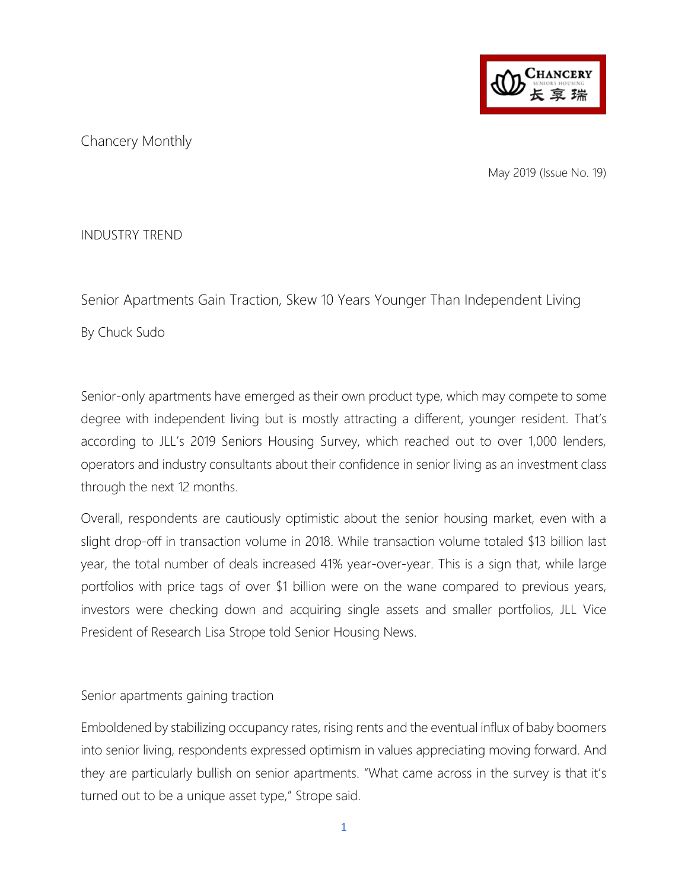Chancery Monthly

May 2019 (Issue No. 19)

INDUSTRY TREND

## Senior Apartments Gain Traction, Skew 10 Years Younger Than Independent Living

By Chuck Sudo

Senior-only apartments have emerged as their own product type, which may compete to some degree with independent living but is mostly attracting a different, younger resident. That's according to JLL's 2019 Seniors Housing Survey, which reached out to over 1,000 lenders, operators and industry consultants about their confidence in senior living as an investment class through the next 12 months.

Overall, respondents are cautiously optimistic about the senior housing market, even with a slight drop-off in transaction volume in 2018. While transaction volume totaled $13 billion last year, the total number of deals increased 41% year-over-year. This is a sign that, while large portfolios with price tags of over $1 billion were on the wane compared to previous years, investors were checking down and acquiring single assets and smaller portfolios, JLL Vice President of Research Lisa Strope told Senior Housing News.

### Senior apartments gaining traction

Emboldened by stabilizing occupancy rates, rising rents and the eventual influx of baby boomers into senior living, respondents expressed optimism in values appreciating moving forward. And they are particularly bullish on senior apartments. "What came across in the survey is that it's turned out to be a unique asset type," Strope said.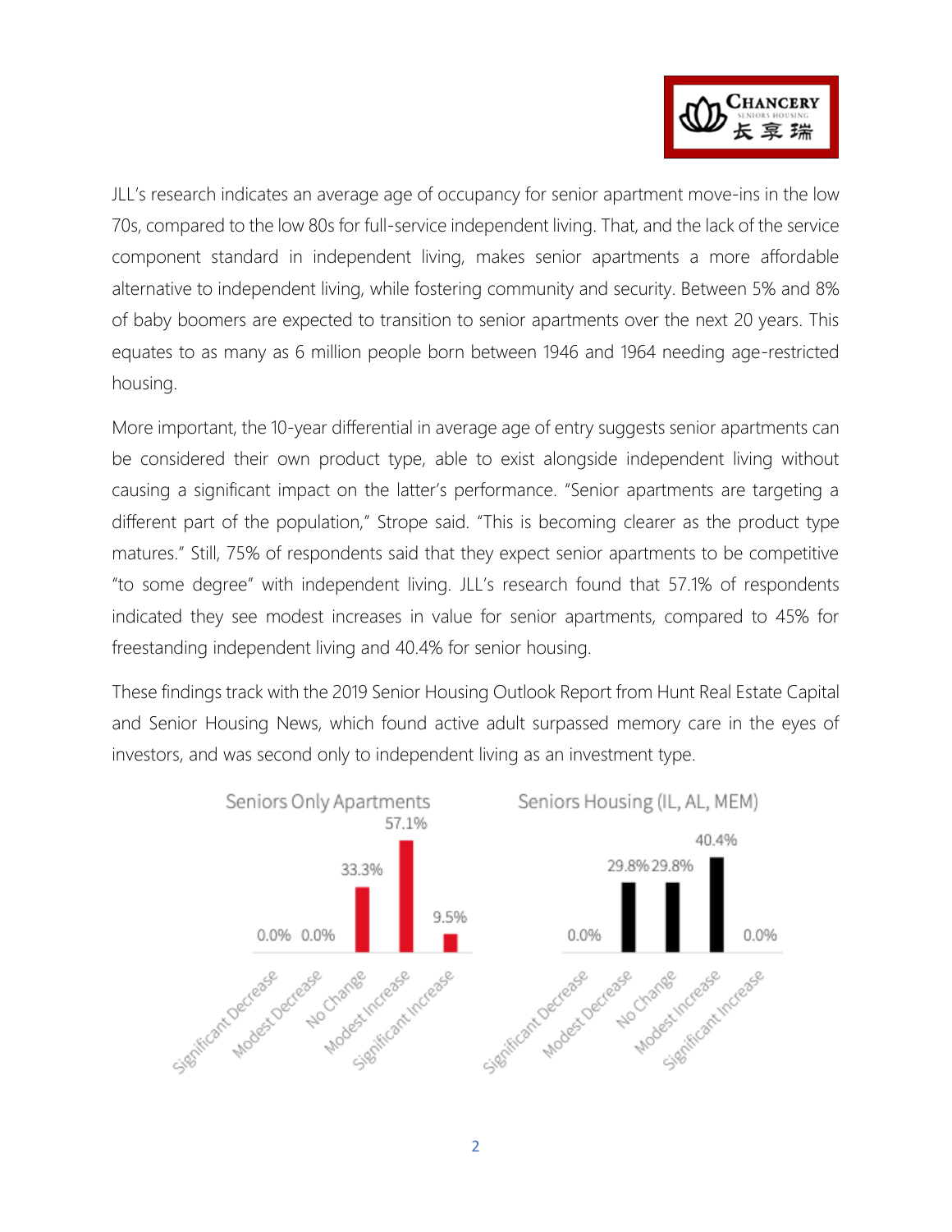JLL's research indicates an average age of occupancy for senior apartment move-ins in the low 70s, compared to the low 80s for full-service independent living. That, and the lack of the service component standard in independent living, makes senior apartments a more affordable alternative to independent living, while fostering community and security. Between 5% and 8% of baby boomers are expected to transition to senior apartments over the next 20 years. This equates to as many as 6 million people born between 1946 and 1964 needing age-restricted housing.

More important, the 10-year differential in average age of entry suggests senior apartments can be considered their own product type, able to exist alongside independent living without causing a significant impact on the latter's performance. "Senior apartments are targeting a different part of the population," Strope said. "This is becoming clearer as the product type matures." Still, 75% of respondents said that they expect senior apartments to be competitive "to some degree" with independent living. JLL's research found that 57.1% of respondents indicated they see modest increases in value for senior apartments, compared to 45% for freestanding independent living and 40.4% for senior housing.

These findings track with the 2019 Senior Housing Outlook Report from Hunt Real Estate Capital and Senior Housing News, which found active adult surpassed memory care in the eyes of investors, and was second only to independent living as an investment type.

| | Significant Decrease | Modest Decrease | No Change | Modest Increase | Significant Increase |
|---|---|---|---|---|---|
| Seniors Only Apartments | 0.0% | 0.0% | 33.3% | 57.1% | 9.5% |
| Seniors Housing (IL, AL, MEM) | 0.0% | 29.8% | 29.8% | 40.4% | 0.0% |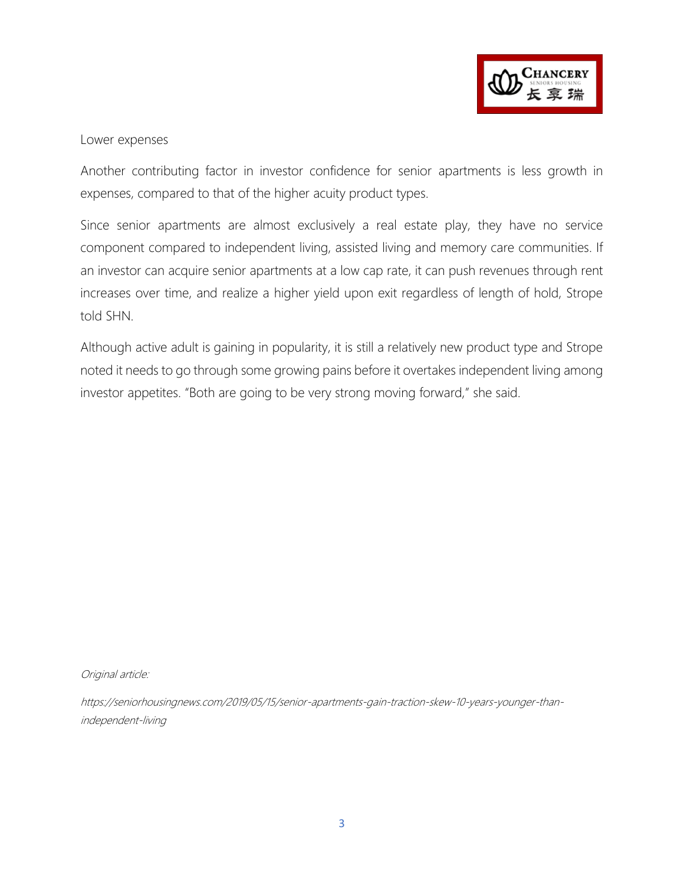Lower expenses

Another contributing factor in investor confidence for senior apartments is less growth in expenses, compared to that of the higher acuity product types.

Since senior apartments are almost exclusively a real estate play, they have no service component compared to independent living, assisted living and memory care communities. If an investor can acquire senior apartments at a low cap rate, it can push revenues through rent increases over time, and realize a higher yield upon exit regardless of length of hold, Strope told SHN.

Although active adult is gaining in popularity, it is still a relatively new product type and Strope noted it needs to go through some growing pains before it overtakes independent living among investor appetites. "Both are going to be very strong moving forward," she said.

*Original article:*

*https://seniorhousingnews.com/2019/05/15/senior-apartments-gain-traction-skew-10-years-younger-than-independent-living*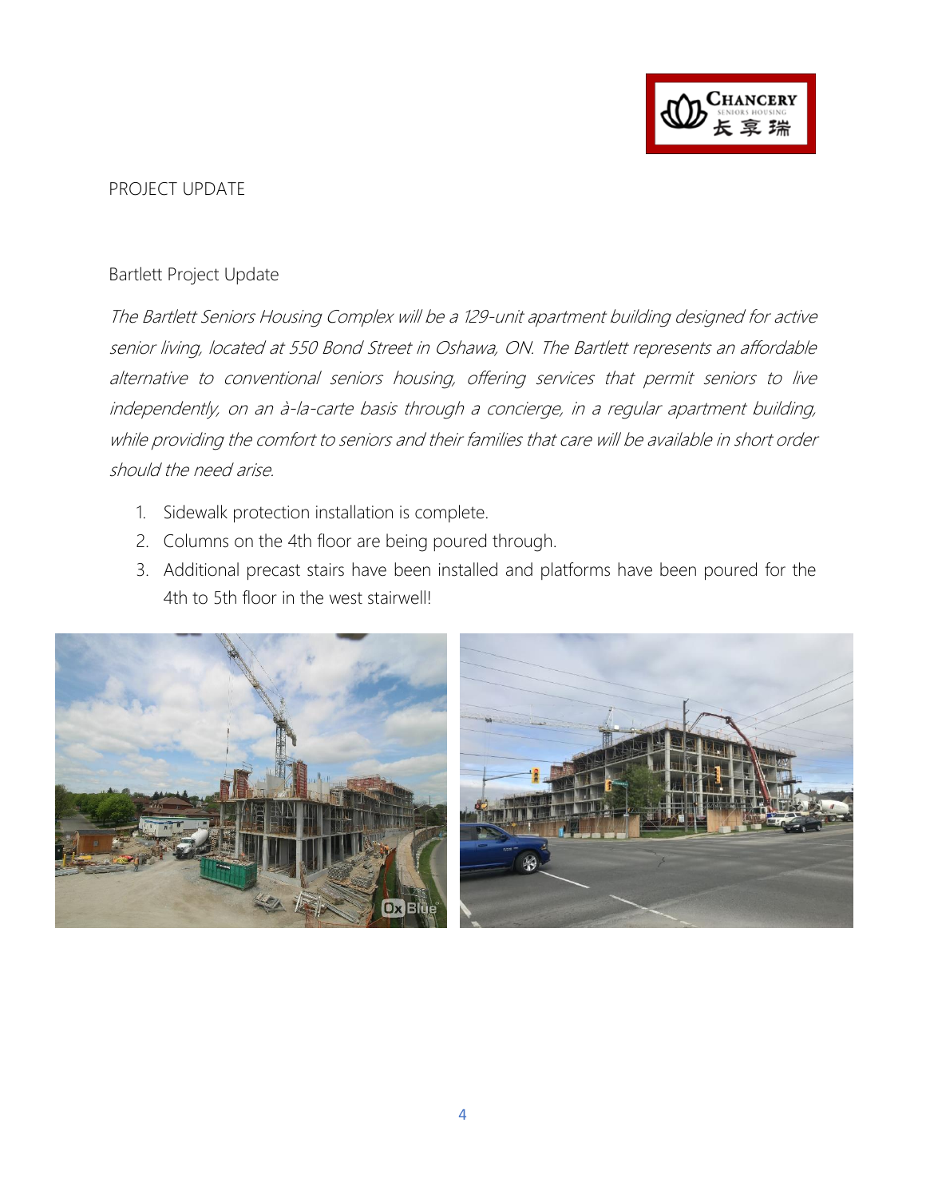PROJECT UPDATE

Bartlett Project Update

*The Bartlett Seniors Housing Complex will be a 129-unit apartment building designed for active senior living, located at 550 Bond Street in Oshawa, ON. The Bartlett represents an affordable alternative to conventional seniors housing, offering services that permit seniors to live independently, on an à-la-carte basis through a concierge, in a regular apartment building, while providing the comfort to seniors and their families that care will be available in short order should the need arise.*

1. Sidewalk protection installation is complete.
2. Columns on the 4th floor are being poured through.
3. Additional precast stairs have been installed and platforms have been poured for the 4th to 5th floor in the west stairwell!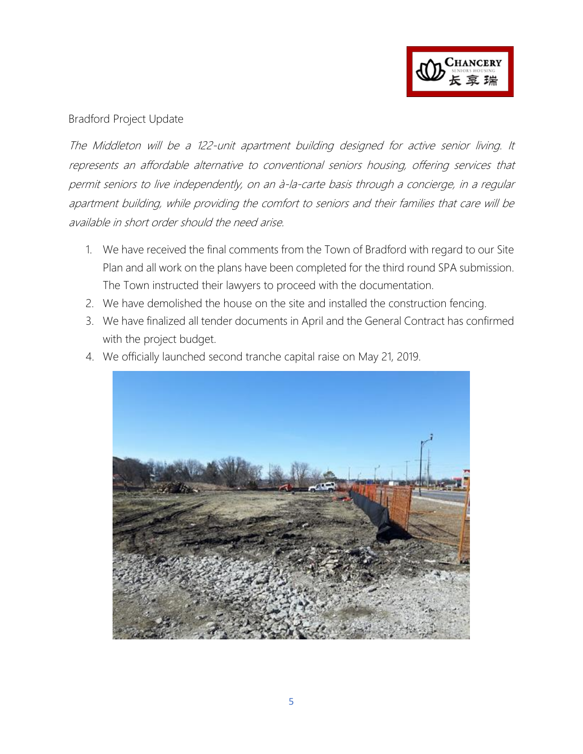Bradford Project Update

*The Middleton will be a 122-unit apartment building designed for active senior living. It represents an affordable alternative to conventional seniors housing, offering services that permit seniors to live independently, on an à-la-carte basis through a concierge, in a regular apartment building, while providing the comfort to seniors and their families that care will be available in short order should the need arise.*

1. We have received the final comments from the Town of Bradford with regard to our Site Plan and all work on the plans have been completed for the third round SPA submission. The Town instructed their lawyers to proceed with the documentation.
2. We have demolished the house on the site and installed the construction fencing.
3. We have finalized all tender documents in April and the General Contract has confirmed with the project budget.
4. We officially launched second tranche capital raise on May 21, 2019.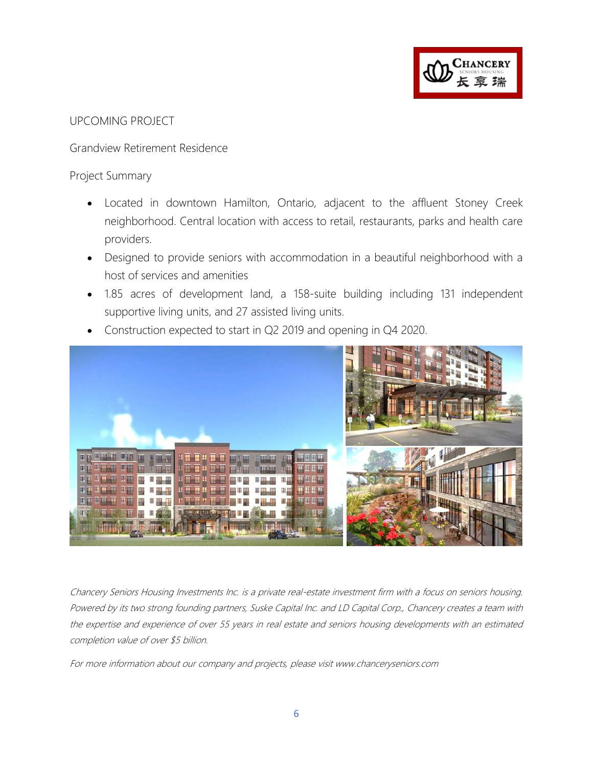UPCOMING PROJECT

Grandview Retirement Residence

Project Summary

- Located in downtown Hamilton, Ontario, adjacent to the affluent Stoney Creek neighborhood. Central location with access to retail, restaurants, parks and health care providers.
- Designed to provide seniors with accommodation in a beautiful neighborhood with a host of services and amenities
- 1.85 acres of development land, a 158-suite building including 131 independent supportive living units, and 27 assisted living units.
- Construction expected to start in Q2 2019 and opening in Q4 2020.

*Chancery Seniors Housing Investments Inc. is a private real-estate investment firm with a focus on seniors housing. Powered by its two strong founding partners, Suske Capital Inc. and LD Capital Corp., Chancery creates a team with the expertise and experience of over 55 years in real estate and seniors housing developments with an estimated completion value of over $5 billion.*

*For more information about our company and projects, please visit www.chanceryseniors.com*